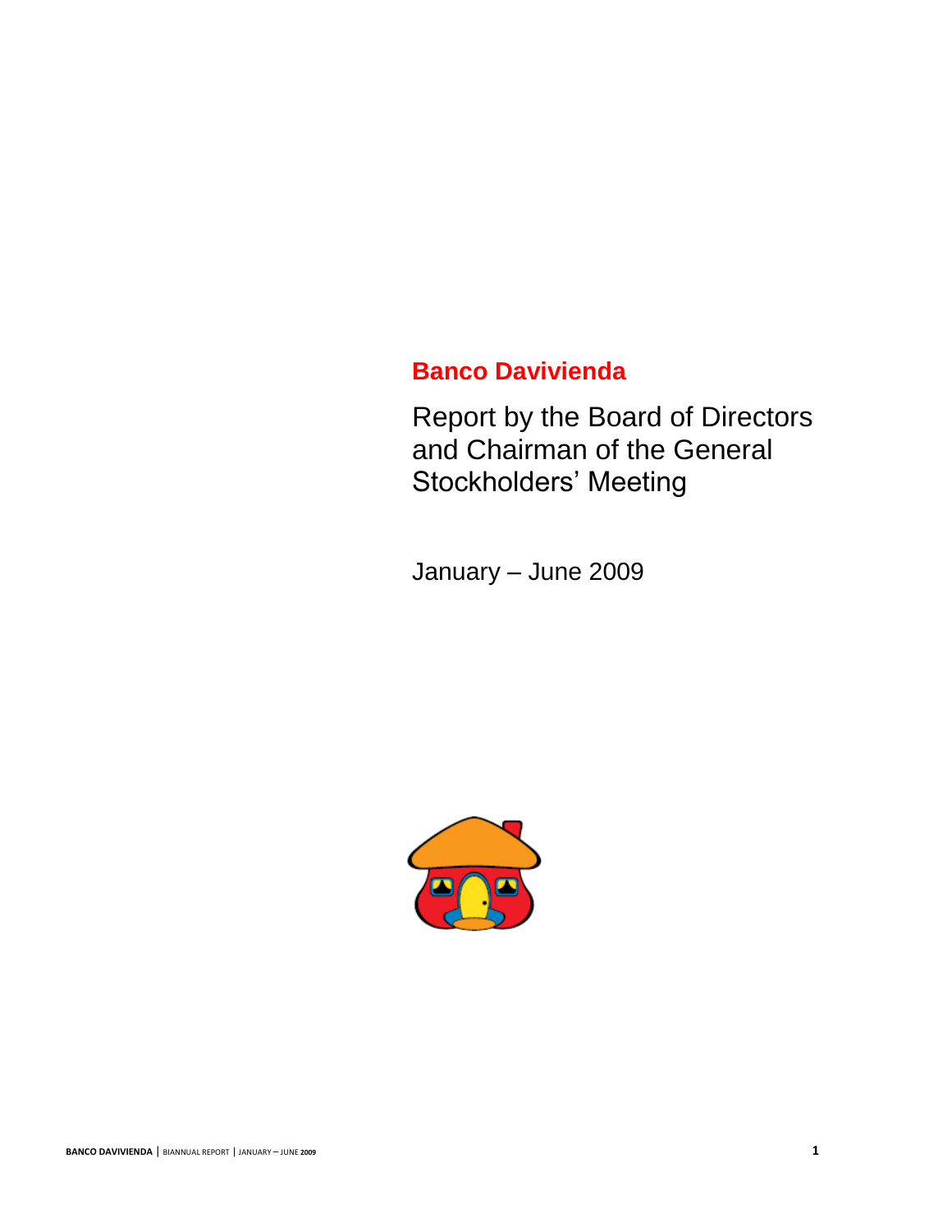**Banco Davivienda**

# Report by the Board of Directors and Chairman of the General Stockholders' Meeting

January – June 2009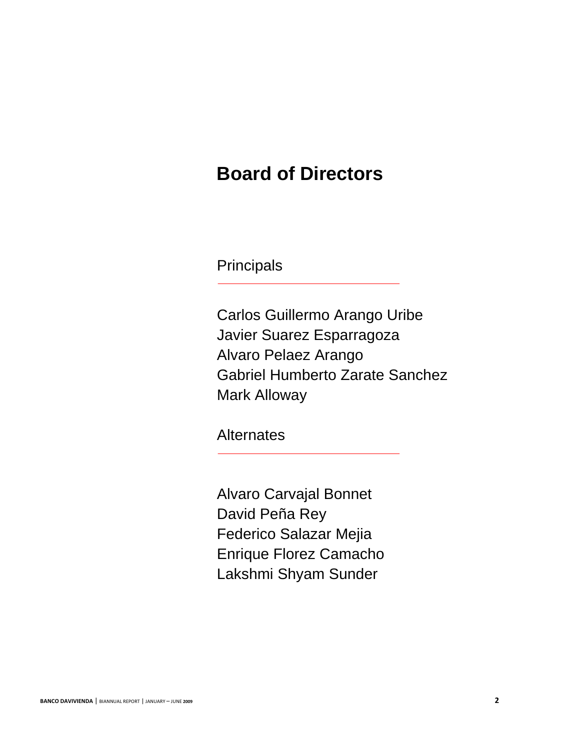# Board of Directors

## Principals

Carlos Guillermo Arango Uribe
Javier Suarez Esparragoza
Alvaro Pelaez Arango
Gabriel Humberto Zarate Sanchez
Mark Alloway

## Alternates

Alvaro Carvajal Bonnet
David Peña Rey
Federico Salazar Mejia
Enrique Florez Camacho
Lakshmi Shyam Sunder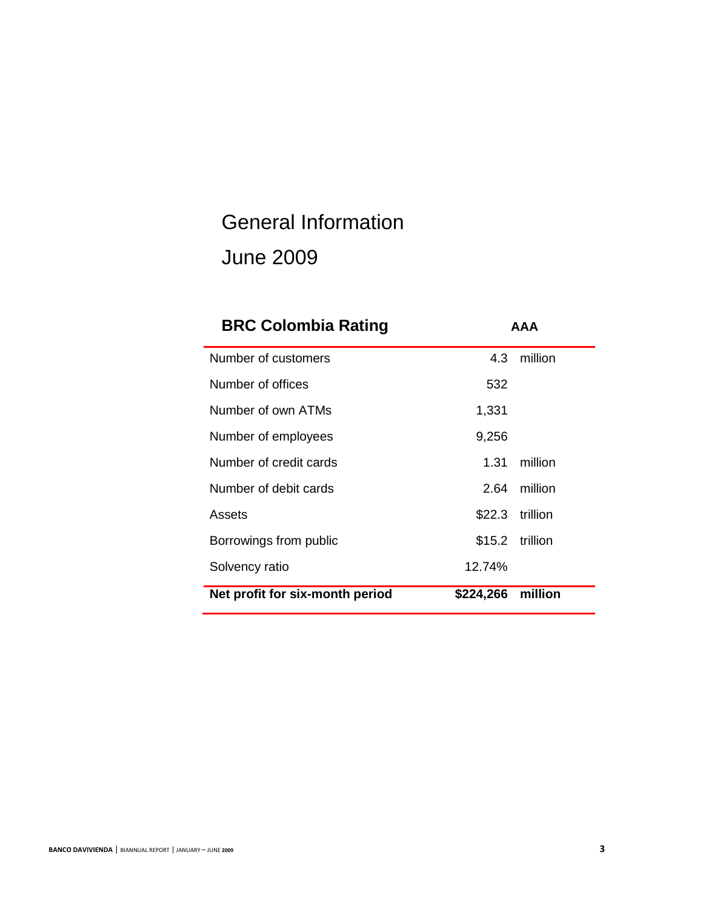# General Information

# June 2009

| BRC Colombia Rating | AAA | |
|---|---|---|
| Number of customers | 4.3 | million |
| Number of offices | 532 | |
| Number of own ATMs | 1,331 | |
| Number of employees | 9,256 | |
| Number of credit cards | 1.31 | million |
| Number of debit cards | 2.64 | million |
| Assets | $22.3 | trillion |
| Borrowings from public | $15.2 | trillion |
| Solvency ratio | 12.74% | |
| **Net profit for six-month period** | **$224,266** | **million** |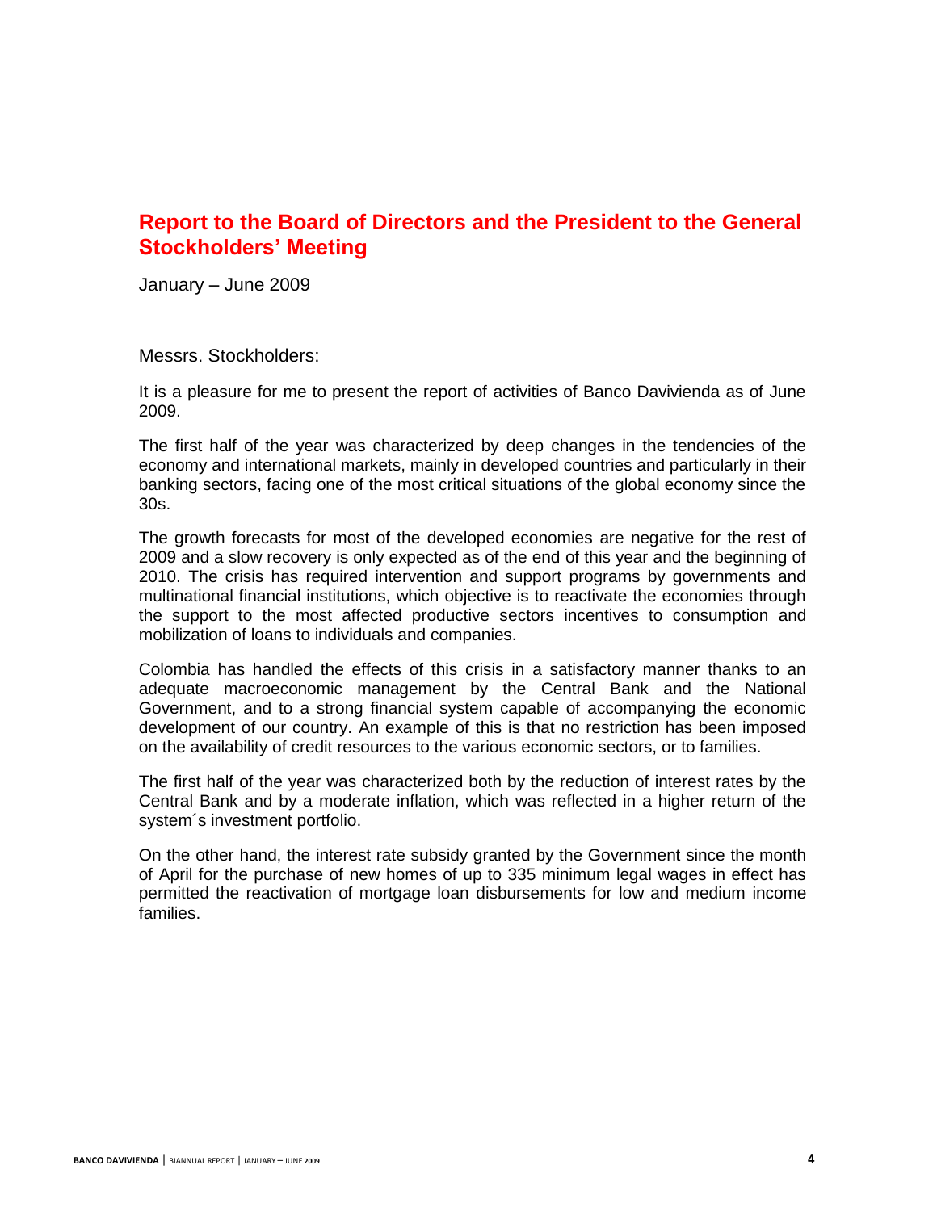## Report to the Board of Directors and the President to the General Stockholders' Meeting

January – June 2009

Messrs. Stockholders:

It is a pleasure for me to present the report of activities of Banco Davivienda as of June 2009.

The first half of the year was characterized by deep changes in the tendencies of the economy and international markets, mainly in developed countries and particularly in their banking sectors, facing one of the most critical situations of the global economy since the 30s.

The growth forecasts for most of the developed economies are negative for the rest of 2009 and a slow recovery is only expected as of the end of this year and the beginning of 2010. The crisis has required intervention and support programs by governments and multinational financial institutions, which objective is to reactivate the economies through the support to the most affected productive sectors incentives to consumption and mobilization of loans to individuals and companies.

Colombia has handled the effects of this crisis in a satisfactory manner thanks to an adequate macroeconomic management by the Central Bank and the National Government, and to a strong financial system capable of accompanying the economic development of our country. An example of this is that no restriction has been imposed on the availability of credit resources to the various economic sectors, or to families.

The first half of the year was characterized both by the reduction of interest rates by the Central Bank and by a moderate inflation, which was reflected in a higher return of the system´s investment portfolio.

On the other hand, the interest rate subsidy granted by the Government since the month of April for the purchase of new homes of up to 335 minimum legal wages in effect has permitted the reactivation of mortgage loan disbursements for low and medium income families.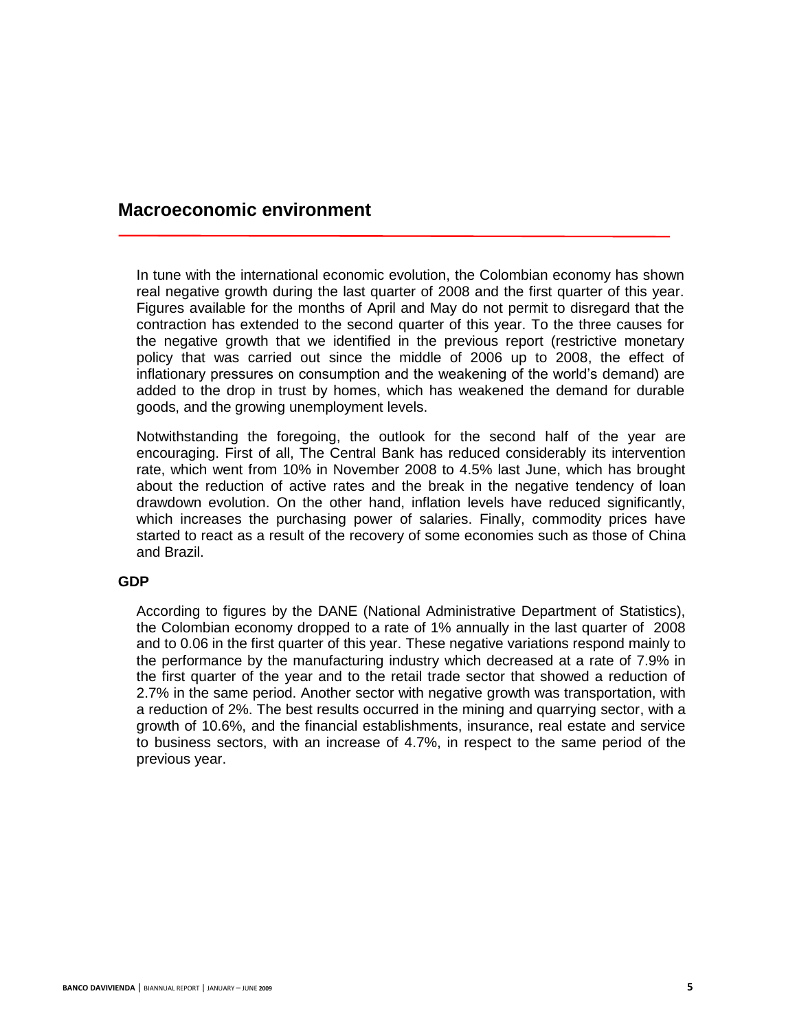## Macroeconomic environment

In tune with the international economic evolution, the Colombian economy has shown real negative growth during the last quarter of 2008 and the first quarter of this year. Figures available for the months of April and May do not permit to disregard that the contraction has extended to the second quarter of this year. To the three causes for the negative growth that we identified in the previous report (restrictive monetary policy that was carried out since the middle of 2006 up to 2008, the effect of inflationary pressures on consumption and the weakening of the world's demand) are added to the drop in trust by homes, which has weakened the demand for durable goods, and the growing unemployment levels.

Notwithstanding the foregoing, the outlook for the second half of the year are encouraging. First of all, The Central Bank has reduced considerably its intervention rate, which went from 10% in November 2008 to 4.5% last June, which has brought about the reduction of active rates and the break in the negative tendency of loan drawdown evolution. On the other hand, inflation levels have reduced significantly, which increases the purchasing power of salaries. Finally, commodity prices have started to react as a result of the recovery of some economies such as those of China and Brazil.

### GDP

According to figures by the DANE (National Administrative Department of Statistics), the Colombian economy dropped to a rate of 1% annually in the last quarter of 2008 and to 0.06 in the first quarter of this year. These negative variations respond mainly to the performance by the manufacturing industry which decreased at a rate of 7.9% in the first quarter of the year and to the retail trade sector that showed a reduction of 2.7% in the same period. Another sector with negative growth was transportation, with a reduction of 2%. The best results occurred in the mining and quarrying sector, with a growth of 10.6%, and the financial establishments, insurance, real estate and service to business sectors, with an increase of 4.7%, in respect to the same period of the previous year.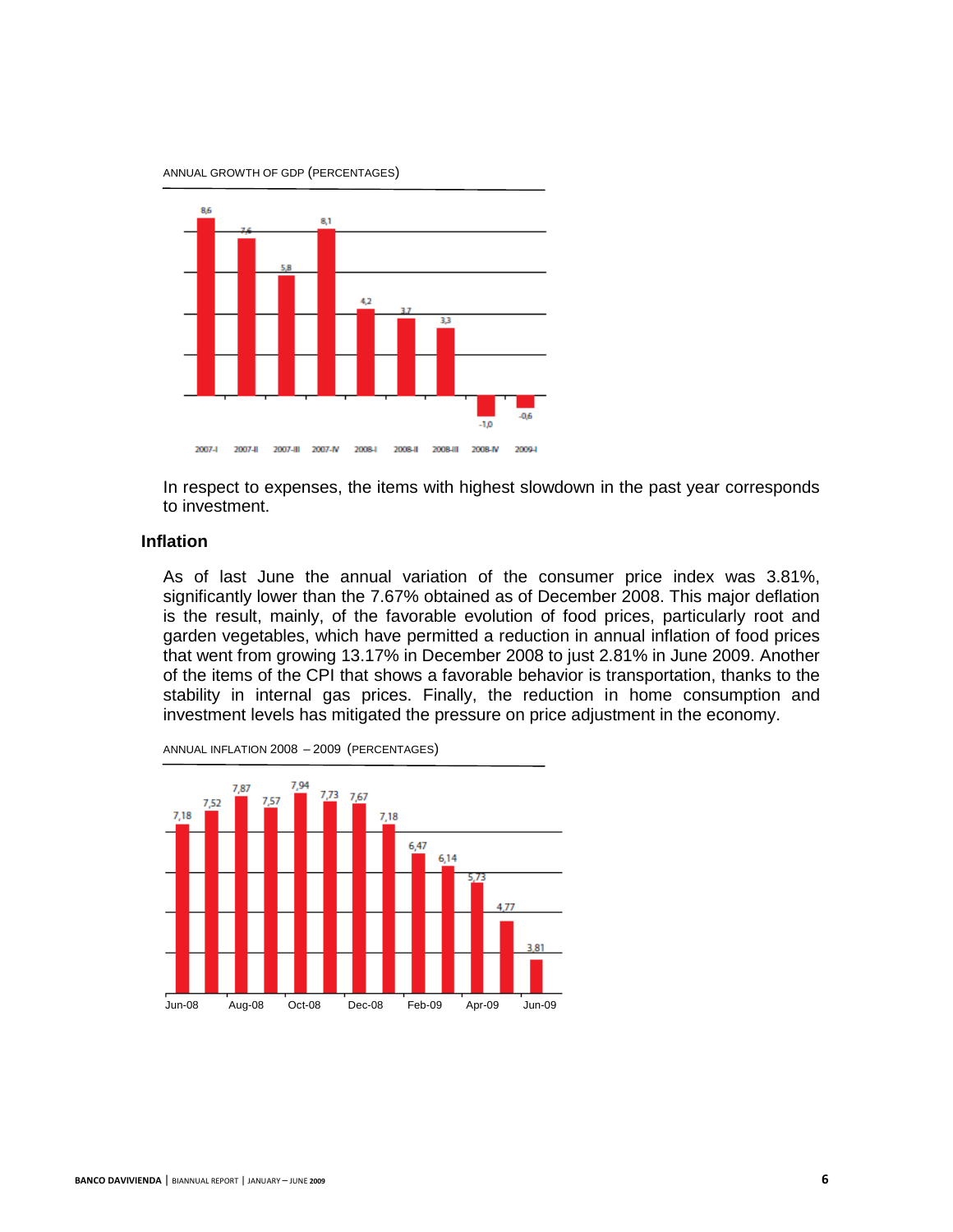ANNUAL GROWTH OF GDP (PERCENTAGES)

8,6
7,6
5,8
8,1
4,2
3,7
3,3
-1,0
-0,6

2007-I 2007-II 2007-III 2007-IV 2008-I 2008-II 2008-III 2008-IV 2009-I

In respect to expenses, the items with highest slowdown in the past year corresponds to investment.

## Inflation

As of last June the annual variation of the consumer price index was 3.81%, significantly lower than the 7.67% obtained as of December 2008. This major deflation is the result, mainly, of the favorable evolution of food prices, particularly root and garden vegetables, which have permitted a reduction in annual inflation of food prices that went from growing 13.17% in December 2008 to just 2.81% in June 2009. Another of the items of the CPI that shows a favorable behavior is transportation, thanks to the stability in internal gas prices. Finally, the reduction in home consumption and investment levels has mitigated the pressure on price adjustment in the economy.

ANNUAL INFLATION 2008 – 2009 (PERCENTAGES)

7,18
7,52
7,87
7,57
7,94
7,73
7,67
7,18
6,47
6,14
5,73
4,77
3,81

Jun-08 Aug-08 Oct-08 Dec-08 Feb-09 Apr-09 Jun-09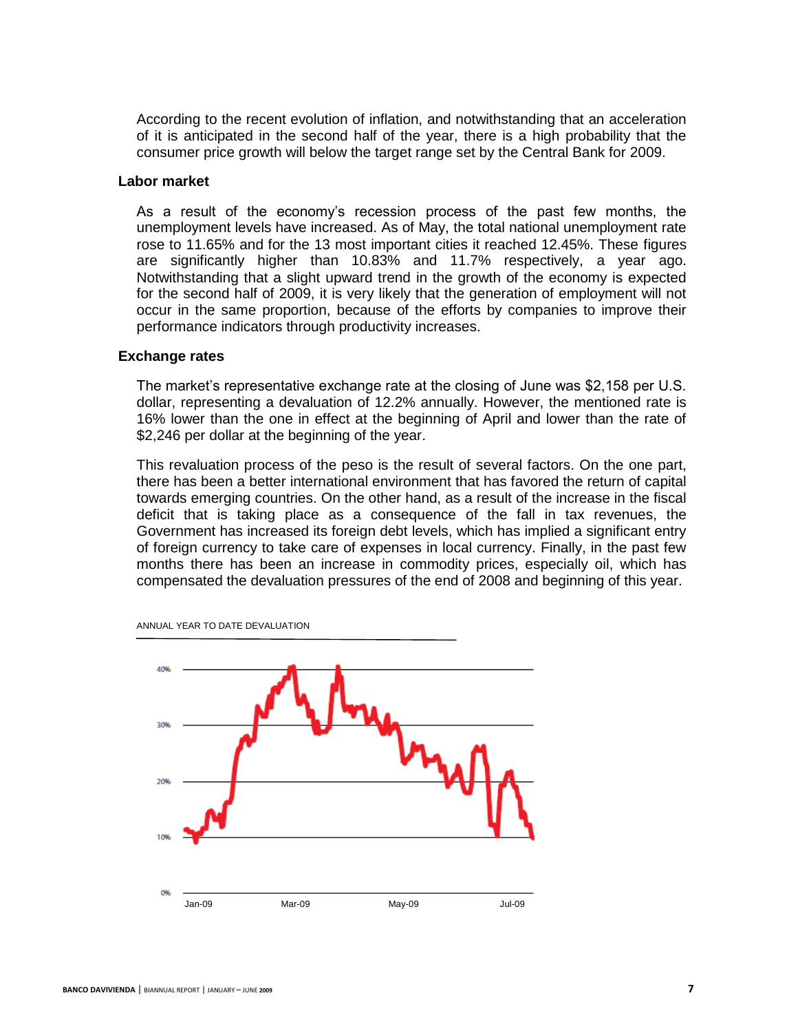According to the recent evolution of inflation, and notwithstanding that an acceleration of it is anticipated in the second half of the year, there is a high probability that the consumer price growth will below the target range set by the Central Bank for 2009.

### Labor market

As a result of the economy's recession process of the past few months, the unemployment levels have increased. As of May, the total national unemployment rate rose to 11.65% and for the 13 most important cities it reached 12.45%. These figures are significantly higher than 10.83% and 11.7% respectively, a year ago. Notwithstanding that a slight upward trend in the growth of the economy is expected for the second half of 2009, it is very likely that the generation of employment will not occur in the same proportion, because of the efforts by companies to improve their performance indicators through productivity increases.

### Exchange rates

The market's representative exchange rate at the closing of June was $2,158 per U.S. dollar, representing a devaluation of 12.2% annually. However, the mentioned rate is 16% lower than the one in effect at the beginning of April and lower than the rate of $2,246 per dollar at the beginning of the year.

This revaluation process of the peso is the result of several factors. On the one part, there has been a better international environment that has favored the return of capital towards emerging countries. On the other hand, as a result of the increase in the fiscal deficit that is taking place as a consequence of the fall in tax revenues, the Government has increased its foreign debt levels, which has implied a significant entry of foreign currency to take care of expenses in local currency. Finally, in the past few months there has been an increase in commodity prices, especially oil, which has compensated the devaluation pressures of the end of 2008 and beginning of this year.

ANNUAL YEAR TO DATE DEVALUATION

40%
30%
20%
10%
0%

Jan-09
Mar-09
May-09
Jul-09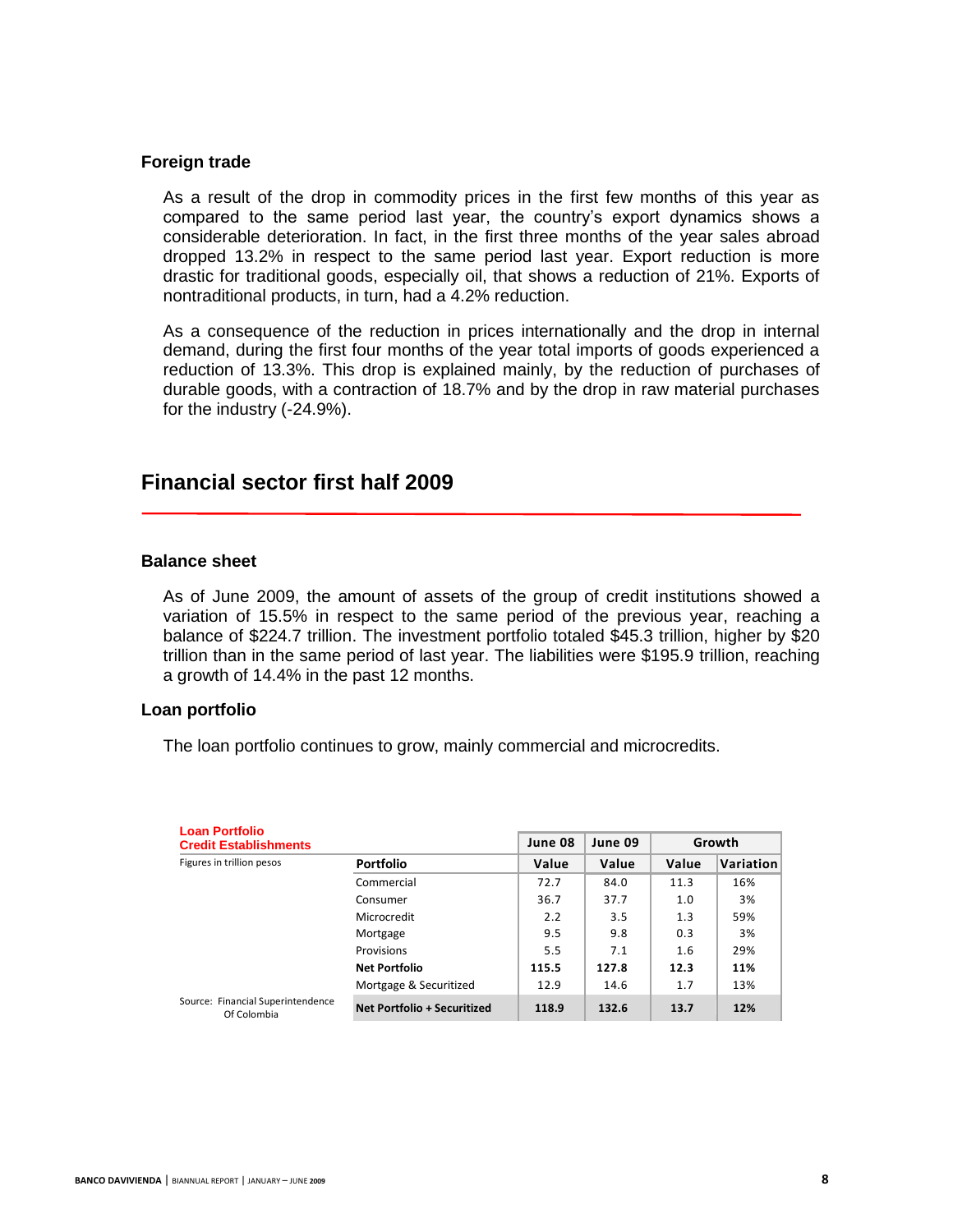### Foreign trade

As a result of the drop in commodity prices in the first few months of this year as compared to the same period last year, the country's export dynamics shows a considerable deterioration. In fact, in the first three months of the year sales abroad dropped 13.2% in respect to the same period last year. Export reduction is more drastic for traditional goods, especially oil, that shows a reduction of 21%. Exports of nontraditional products, in turn, had a 4.2% reduction.

As a consequence of the reduction in prices internationally and the drop in internal demand, during the first four months of the year total imports of goods experienced a reduction of 13.3%. This drop is explained mainly, by the reduction of purchases of durable goods, with a contraction of 18.7% and by the drop in raw material purchases for the industry (-24.9%).

## Financial sector first half 2009

### Balance sheet

As of June 2009, the amount of assets of the group of credit institutions showed a variation of 15.5% in respect to the same period of the previous year, reaching a balance of $224.7 trillion. The investment portfolio totaled $45.3 trillion, higher by $20 trillion than in the same period of last year. The liabilities were $195.9 trillion, reaching a growth of 14.4% in the past 12 months.

### Loan portfolio

The loan portfolio continues to grow, mainly commercial and microcredits.

| Loan Portfolio Credit Establishments | | June 08 | June 09 | Growth | |
|---|---|---|---|---|---|
| Figures in trillion pesos | Portfolio | Value | Value | Value | Variation |
| | Commercial | 72.7 | 84.0 | 11.3 | 16% |
| | Consumer | 36.7 | 37.7 | 1.0 | 3% |
| | Microcredit | 2.2 | 3.5 | 1.3 | 59% |
| | Mortgage | 9.5 | 9.8 | 0.3 | 3% |
| | Provisions | 5.5 | 7.1 | 1.6 | 29% |
| | **Net Portfolio** | **115.5** | **127.8** | **12.3** | **11%** |
| | Mortgage & Securitized | 12.9 | 14.6 | 1.7 | 13% |
| Source: Financial Superintendence Of Colombia | **Net Portfolio + Securitized** | **118.9** | **132.6** | **13.7** | **12%** |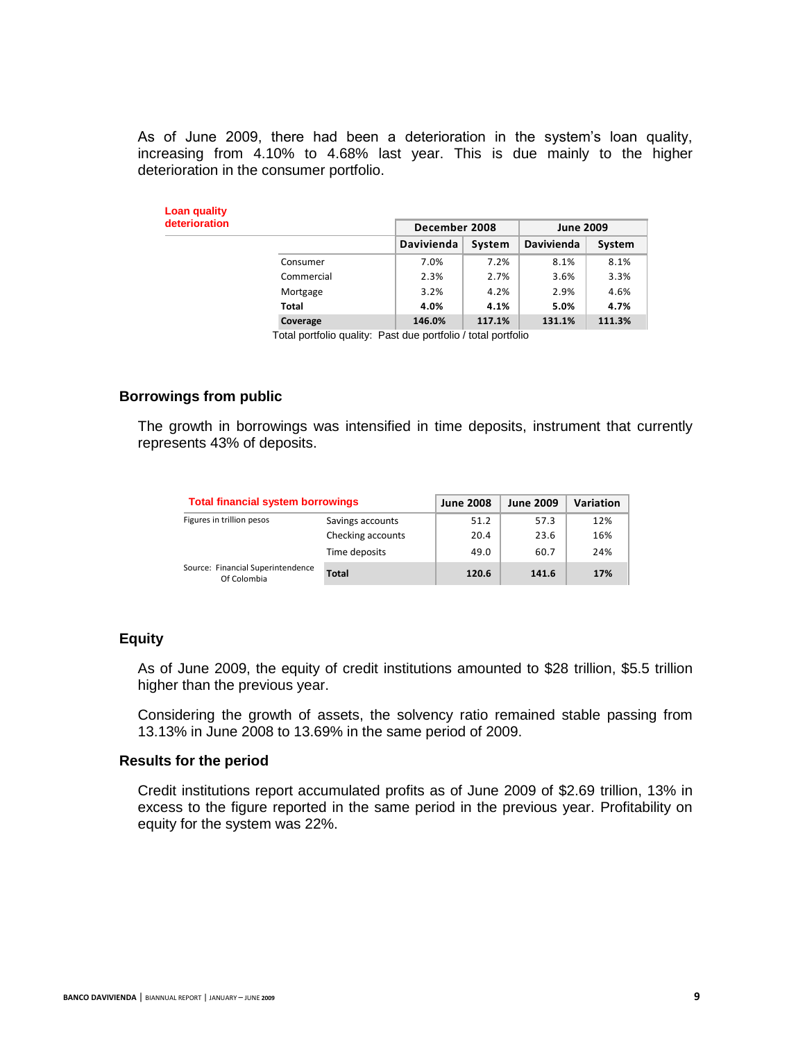As of June 2009, there had been a deterioration in the system's loan quality, increasing from 4.10% to 4.68% last year. This is due mainly to the higher deterioration in the consumer portfolio.

**Loan quality deterioration**

| | December 2008 | | June 2009 | |
|---|---|---|---|---|
| | Davivienda | System | Davivienda | System |
| Consumer | 7.0% | 7.2% | 8.1% | 8.1% |
| Commercial | 2.3% | 2.7% | 3.6% | 3.3% |
| Mortgage | 3.2% | 4.2% | 2.9% | 4.6% |
| **Total** | **4.0%** | **4.1%** | **5.0%** | **4.7%** |
| **Coverage** | **146.0%** | **117.1%** | **131.1%** | **111.3%** |

Total portfolio quality: Past due portfolio / total portfolio

## Borrowings from public

The growth in borrowings was intensified in time deposits, instrument that currently represents 43% of deposits.

**Total financial system borrowings**

Figures in trillion pesos

| | June 2008 | June 2009 | Variation |
|---|---|---|---|
| Savings accounts | 51.2 | 57.3 | 12% |
| Checking accounts | 20.4 | 23.6 | 16% |
| Time deposits | 49.0 | 60.7 | 24% |
| **Total** | **120.6** | **141.6** | **17%** |

Source: Financial Superintendence Of Colombia

## Equity

As of June 2009, the equity of credit institutions amounted to $28 trillion, $5.5 trillion higher than the previous year.

Considering the growth of assets, the solvency ratio remained stable passing from 13.13% in June 2008 to 13.69% in the same period of 2009.

## Results for the period

Credit institutions report accumulated profits as of June 2009 of $2.69 trillion, 13% in excess to the figure reported in the same period in the previous year. Profitability on equity for the system was 22%.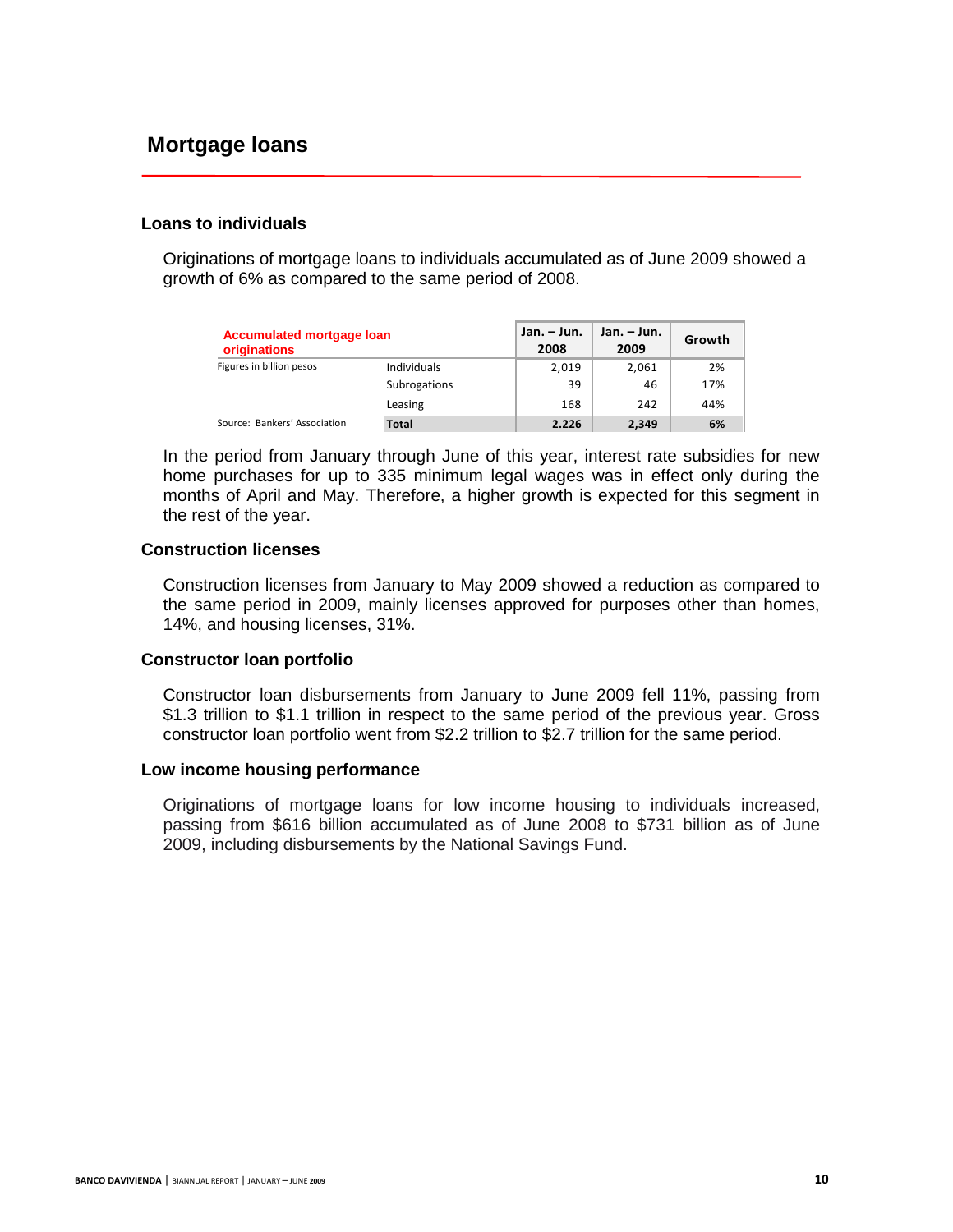## Mortgage loans

### Loans to individuals

Originations of mortgage loans to individuals accumulated as of June 2009 showed a growth of 6% as compared to the same period of 2008.

| Accumulated mortgage loan originations | | Jan. – Jun. 2008 | Jan. – Jun. 2009 | Growth |
|---|---|---|---|---|
| Figures in billion pesos | Individuals | 2,019 | 2,061 | 2% |
| | Subrogations | 39 | 46 | 17% |
| | Leasing | 168 | 242 | 44% |
| Source: Bankers' Association | **Total** | **2.226** | **2,349** | **6%** |

In the period from January through June of this year, interest rate subsidies for new home purchases for up to 335 minimum legal wages was in effect only during the months of April and May. Therefore, a higher growth is expected for this segment in the rest of the year.

### Construction licenses

Construction licenses from January to May 2009 showed a reduction as compared to the same period in 2009, mainly licenses approved for purposes other than homes, 14%, and housing licenses, 31%.

### Constructor loan portfolio

Constructor loan disbursements from January to June 2009 fell 11%, passing from $1.3 trillion to $1.1 trillion in respect to the same period of the previous year. Gross constructor loan portfolio went from $2.2 trillion to $2.7 trillion for the same period.

### Low income housing performance

Originations of mortgage loans for low income housing to individuals increased, passing from $616 billion accumulated as of June 2008 to $731 billion as of June 2009, including disbursements by the National Savings Fund.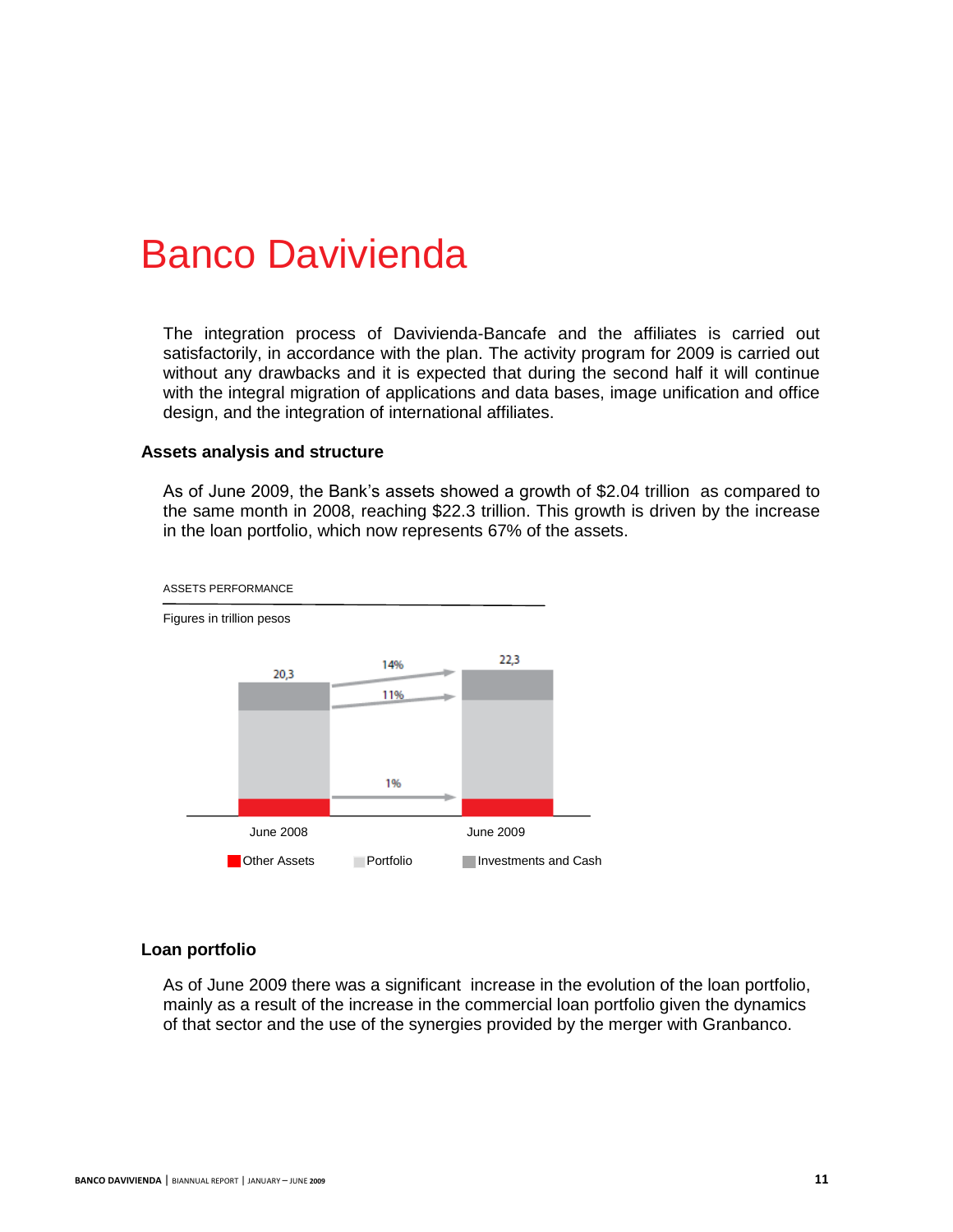# Banco Davivienda

The integration process of Davivienda-Bancafe and the affiliates is carried out satisfactorily, in accordance with the plan. The activity program for 2009 is carried out without any drawbacks and it is expected that during the second half it will continue with the integral migration of applications and data bases, image unification and office design, and the integration of international affiliates.

### Assets analysis and structure

As of June 2009, the Bank's assets showed a growth of $2.04 trillion as compared to the same month in 2008, reaching $22.3 trillion. This growth is driven by the increase in the loan portfolio, which now represents 67% of the assets.

ASSETS PERFORMANCE

Figures in trillion pesos

20,3

22,3

14%

11%

1%

June 2008

June 2009

Other Assets

Portfolio

Investments and Cash

### Loan portfolio

As of June 2009 there was a significant increase in the evolution of the loan portfolio, mainly as a result of the increase in the commercial loan portfolio given the dynamics of that sector and the use of the synergies provided by the merger with Granbanco.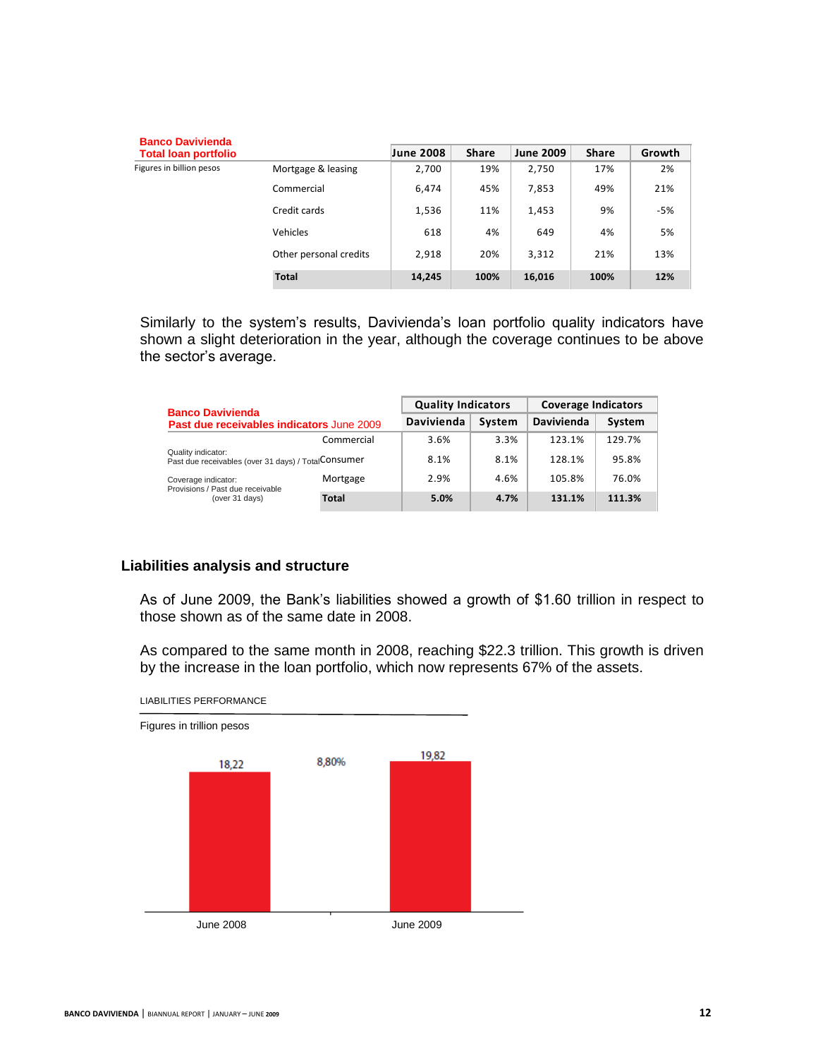**Banco Davivienda**
**Total loan portfolio**

Figures in billion pesos

| | June 2008 | Share | June 2009 | Share | Growth |
|---|---|---|---|---|---|
| Mortgage & leasing | 2,700 | 19% | 2,750 | 17% | 2% |
| Commercial | 6,474 | 45% | 7,853 | 49% | 21% |
| Credit cards | 1,536 | 11% | 1,453 | 9% | -5% |
| Vehicles | 618 | 4% | 649 | 4% | 5% |
| Other personal credits | 2,918 | 20% | 3,312 | 21% | 13% |
| **Total** | **14,245** | **100%** | **16,016** | **100%** | **12%** |

Similarly to the system's results, Davivienda's loan portfolio quality indicators have shown a slight deterioration in the year, although the coverage continues to be above the sector's average.

**Banco Davivienda**
**Past due receivables indicators** June 2009

Quality indicator:
Past due receivables (over 31 days) / Total

Coverage indicator:
Provisions / Past due receivable (over 31 days)

| | Quality Indicators | | Coverage Indicators | |
|---|---|---|---|---|
| | Davivienda | System | Davivienda | System |
| Commercial | 3.6% | 3.3% | 123.1% | 129.7% |
| Consumer | 8.1% | 8.1% | 128.1% | 95.8% |
| Mortgage | 2.9% | 4.6% | 105.8% | 76.0% |
| **Total** | **5.0%** | **4.7%** | **131.1%** | **111.3%** |

### Liabilities analysis and structure

As of June 2009, the Bank's liabilities showed a growth of $1.60 trillion in respect to those shown as of the same date in 2008.

As compared to the same month in 2008, reaching $22.3 trillion. This growth is driven by the increase in the loan portfolio, which now represents 67% of the assets.

LIABILITIES PERFORMANCE

Figures in trillion pesos

18,22

8,80%

19,82

June 2008

June 2009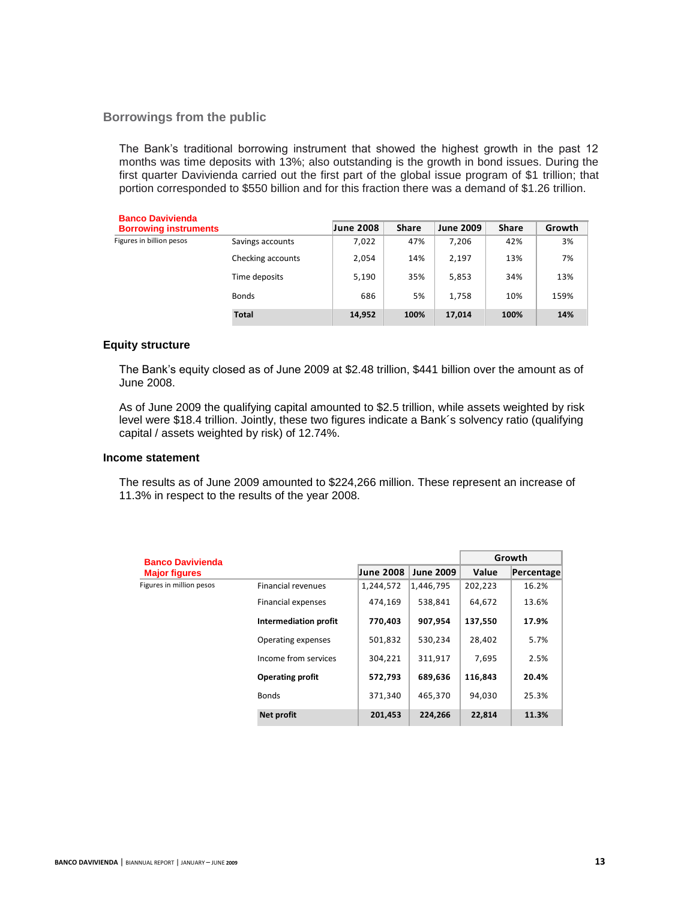## Borrowings from the public

The Bank's traditional borrowing instrument that showed the highest growth in the past 12 months was time deposits with 13%; also outstanding is the growth in bond issues. During the first quarter Davivienda carried out the first part of the global issue program of $1 trillion; that portion corresponded to $550 billion and for this fraction there was a demand of $1.26 trillion.

**Banco Davivienda**
**Borrowing instruments**
Figures in billion pesos

| | June 2008 | Share | June 2009 | Share | Growth |
|---|---|---|---|---|---|
| Savings accounts | 7,022 | 47% | 7,206 | 42% | 3% |
| Checking accounts | 2,054 | 14% | 2,197 | 13% | 7% |
| Time deposits | 5,190 | 35% | 5,853 | 34% | 13% |
| Bonds | 686 | 5% | 1,758 | 10% | 159% |
| **Total** | **14,952** | **100%** | **17,014** | **100%** | **14%** |

## Equity structure

The Bank's equity closed as of June 2009 at $2.48 trillion, $441 billion over the amount as of June 2008.

As of June 2009 the qualifying capital amounted to $2.5 trillion, while assets weighted by risk level were $18.4 trillion. Jointly, these two figures indicate a Bank´s solvency ratio (qualifying capital / assets weighted by risk) of 12.74%.

## Income statement

The results as of June 2009 amounted to $224,266 million. These represent an increase of 11.3% in respect to the results of the year 2008.

**Banco Davivienda**
**Major figures**
Figures in million pesos

| | | | Growth | |
|---|---|---|---|---|
| | June 2008 | June 2009 | Value | Percentage |
| Financial revenues | 1,244,572 | 1,446,795 | 202,223 | 16.2% |
| Financial expenses | 474,169 | 538,841 | 64,672 | 13.6% |
| **Intermediation profit** | **770,403** | **907,954** | **137,550** | **17.9%** |
| Operating expenses | 501,832 | 530,234 | 28,402 | 5.7% |
| Income from services | 304,221 | 311,917 | 7,695 | 2.5% |
| **Operating profit** | **572,793** | **689,636** | **116,843** | **20.4%** |
| Bonds | 371,340 | 465,370 | 94,030 | 25.3% |
| **Net profit** | **201,453** | **224,266** | **22,814** | **11.3%** |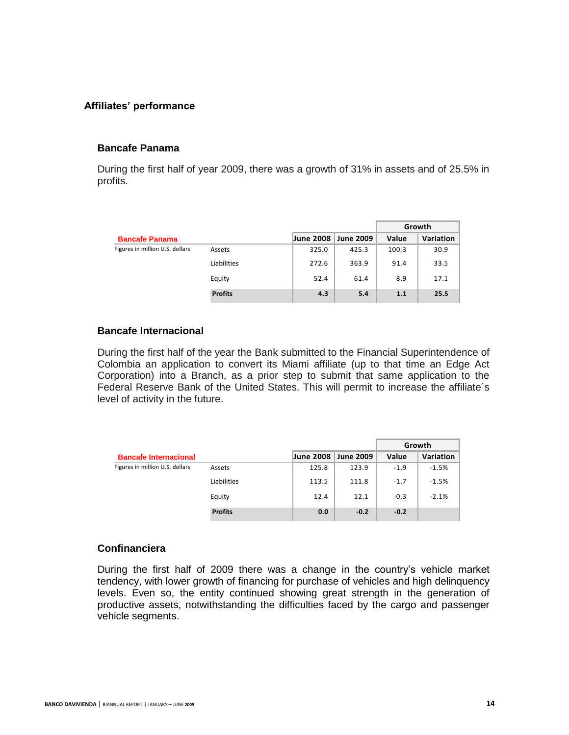## Affiliates' performance

### Bancafe Panama

During the first half of year 2009, there was a growth of 31% in assets and of 25.5% in profits.

| Bancafe Panama | | | | Growth | |
|---|---|---|---|---|---|
| Figures in million U.S. dollars | | June 2008 | June 2009 | Value | Variation |
| | Assets | 325.0 | 425.3 | 100.3 | 30.9 |
| | Liabilities | 272.6 | 363.9 | 91.4 | 33.5 |
| | Equity | 52.4 | 61.4 | 8.9 | 17.1 |
| | **Profits** | **4.3** | **5.4** | **1.1** | **25.5** |

### Bancafe Internacional

During the first half of the year the Bank submitted to the Financial Superintendence of Colombia an application to convert its Miami affiliate (up to that time an Edge Act Corporation) into a Branch, as a prior step to submit that same application to the Federal Reserve Bank of the United States. This will permit to increase the affiliate´s level of activity in the future.

| Bancafe Internacional | | | | Growth | |
|---|---|---|---|---|---|
| Figures in million U.S. dollars | | June 2008 | June 2009 | Value | Variation |
| | Assets | 125.8 | 123.9 | -1.9 | -1.5% |
| | Liabilities | 113.5 | 111.8 | -1.7 | -1.5% |
| | Equity | 12.4 | 12.1 | -0.3 | -2.1% |
| | **Profits** | **0.0** | **-0.2** | **-0.2** | |

### Confinanciera

During the first half of 2009 there was a change in the country's vehicle market tendency, with lower growth of financing for purchase of vehicles and high delinquency levels. Even so, the entity continued showing great strength in the generation of productive assets, notwithstanding the difficulties faced by the cargo and passenger vehicle segments.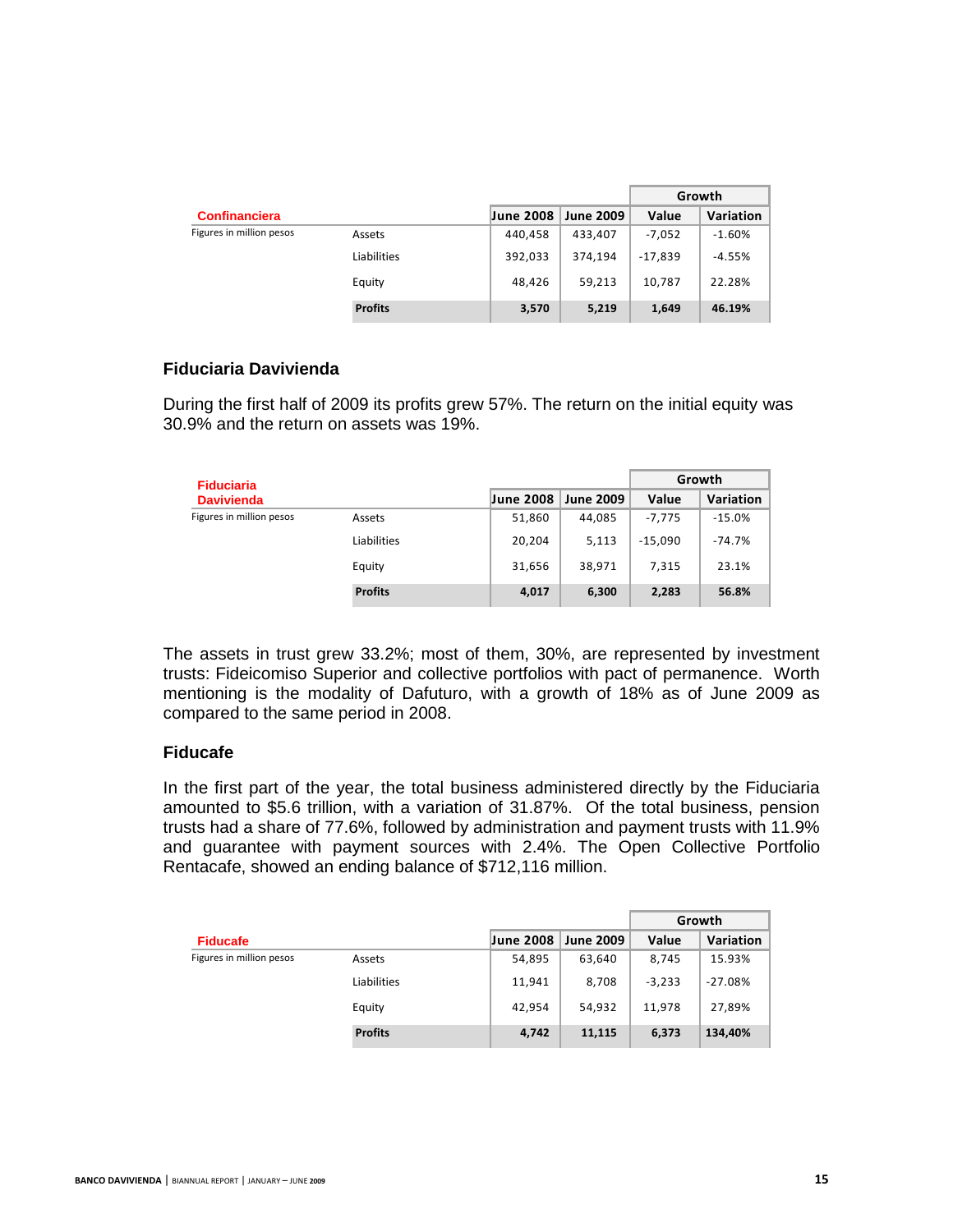| Confinanciera | | June 2008 | June 2009 | Growth | |
|---|---|---|---|---|---|
| Figures in million pesos | | | | Value | Variation |
| | Assets | 440,458 | 433,407 | -7,052 | -1.60% |
| | Liabilities | 392,033 | 374,194 | -17,839 | -4.55% |
| | Equity | 48,426 | 59,213 | 10,787 | 22.28% |
| | **Profits** | **3,570** | **5,219** | **1,649** | **46.19%** |

### Fiduciaria Davivienda

During the first half of 2009 its profits grew 57%. The return on the initial equity was 30.9% and the return on assets was 19%.

| Fiduciaria Davivienda | | June 2008 | June 2009 | Growth | |
|---|---|---|---|---|---|
| Figures in million pesos | | | | Value | Variation |
| | Assets | 51,860 | 44,085 | -7,775 | -15.0% |
| | Liabilities | 20,204 | 5,113 | -15,090 | -74.7% |
| | Equity | 31,656 | 38,971 | 7,315 | 23.1% |
| | **Profits** | **4,017** | **6,300** | **2,283** | **56.8%** |

The assets in trust grew 33.2%; most of them, 30%, are represented by investment trusts: Fideicomiso Superior and collective portfolios with pact of permanence. Worth mentioning is the modality of Dafuturo, with a growth of 18% as of June 2009 as compared to the same period in 2008.

### Fiducafe

In the first part of the year, the total business administered directly by the Fiduciaria amounted to $5.6 trillion, with a variation of 31.87%. Of the total business, pension trusts had a share of 77.6%, followed by administration and payment trusts with 11.9% and guarantee with payment sources with 2.4%. The Open Collective Portfolio Rentacafe, showed an ending balance of $712,116 million.

| Fiducafe | | June 2008 | June 2009 | Growth | |
|---|---|---|---|---|---|
| Figures in million pesos | | | | Value | Variation |
| | Assets | 54,895 | 63,640 | 8,745 | 15.93% |
| | Liabilities | 11,941 | 8,708 | -3,233 | -27.08% |
| | Equity | 42,954 | 54,932 | 11,978 | 27,89% |
| | **Profits** | **4,742** | **11,115** | **6,373** | **134,40%** |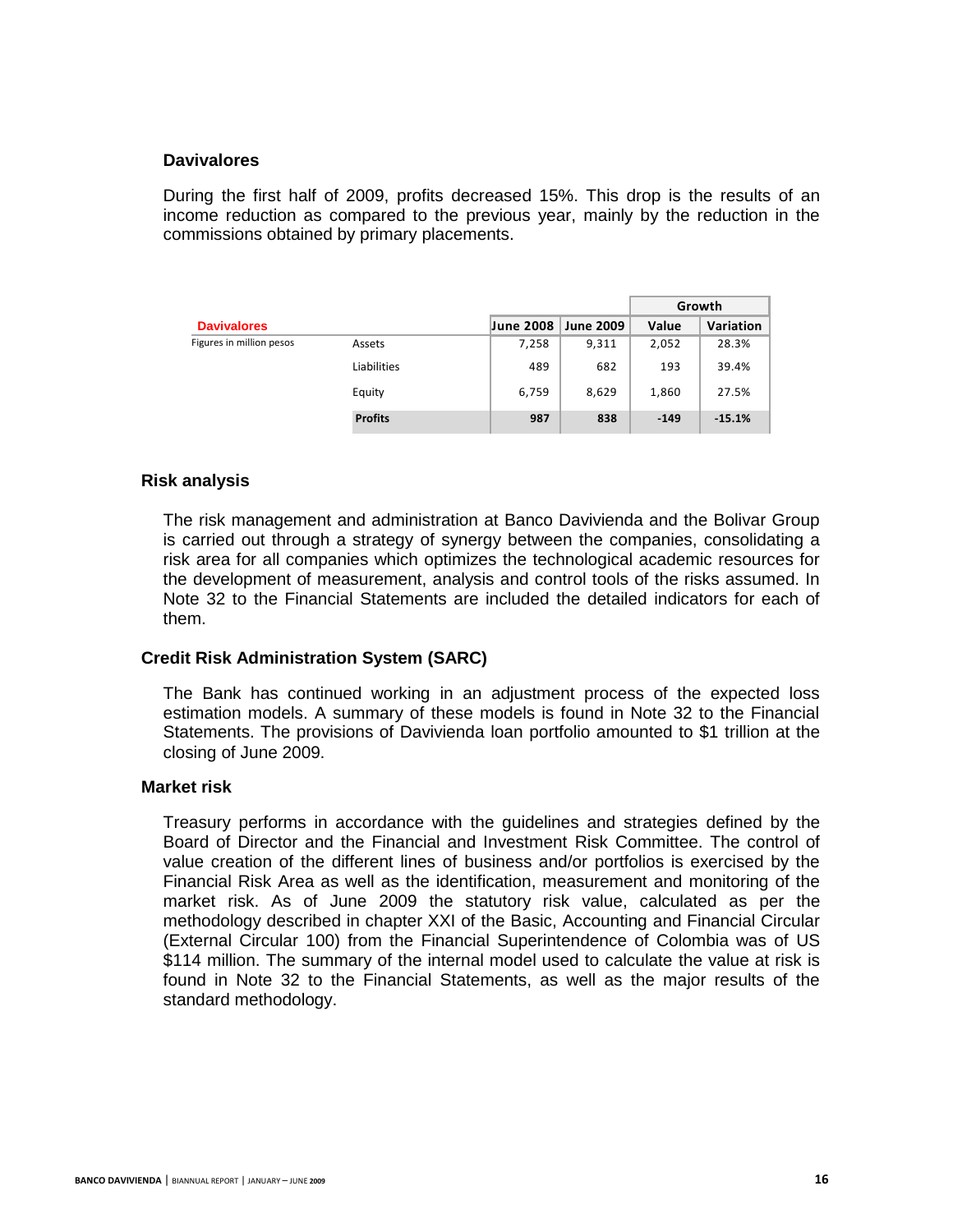### Davivalores

During the first half of 2009, profits decreased 15%. This drop is the results of an income reduction as compared to the previous year, mainly by the reduction in the commissions obtained by primary placements.

| | | | | Growth | |
|---|---|---|---|---|---|
| **Davivalores** | | **June 2008** | **June 2009** | **Value** | **Variation** |
| Figures in million pesos | Assets | 7,258 | 9,311 | 2,052 | 28.3% |
| | Liabilities | 489 | 682 | 193 | 39.4% |
| | Equity | 6,759 | 8,629 | 1,860 | 27.5% |
| | **Profits** | **987** | **838** | **-149** | **-15.1%** |

## Risk analysis

The risk management and administration at Banco Davivienda and the Bolivar Group is carried out through a strategy of synergy between the companies, consolidating a risk area for all companies which optimizes the technological academic resources for the development of measurement, analysis and control tools of the risks assumed. In Note 32 to the Financial Statements are included the detailed indicators for each of them.

### Credit Risk Administration System (SARC)

The Bank has continued working in an adjustment process of the expected loss estimation models. A summary of these models is found in Note 32 to the Financial Statements. The provisions of Davivienda loan portfolio amounted to $1 trillion at the closing of June 2009.

### Market risk

Treasury performs in accordance with the guidelines and strategies defined by the Board of Director and the Financial and Investment Risk Committee. The control of value creation of the different lines of business and/or portfolios is exercised by the Financial Risk Area as well as the identification, measurement and monitoring of the market risk. As of June 2009 the statutory risk value, calculated as per the methodology described in chapter XXI of the Basic, Accounting and Financial Circular (External Circular 100) from the Financial Superintendence of Colombia was of US $114 million. The summary of the internal model used to calculate the value at risk is found in Note 32 to the Financial Statements, as well as the major results of the standard methodology.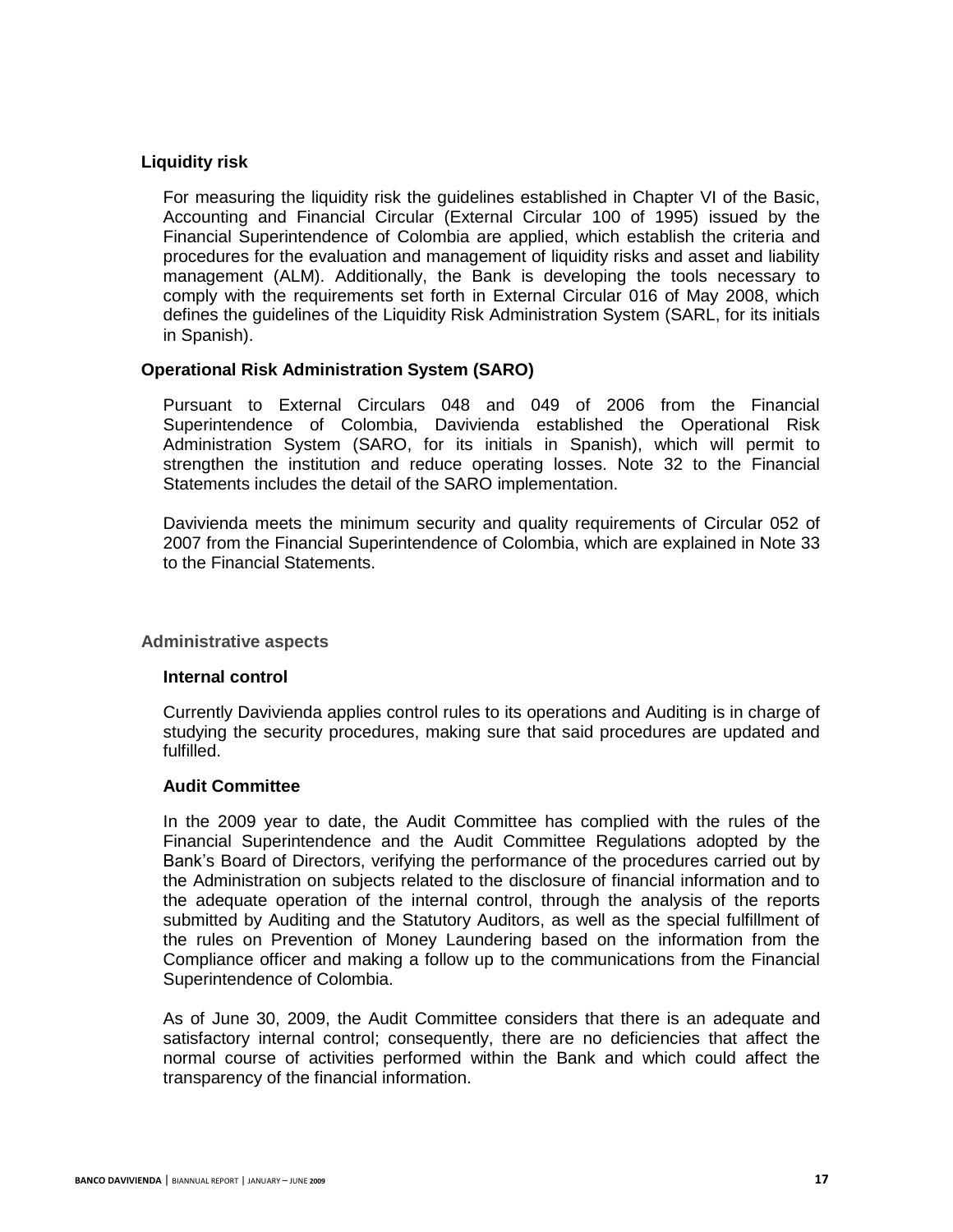### Liquidity risk

For measuring the liquidity risk the guidelines established in Chapter VI of the Basic, Accounting and Financial Circular (External Circular 100 of 1995) issued by the Financial Superintendence of Colombia are applied, which establish the criteria and procedures for the evaluation and management of liquidity risks and asset and liability management (ALM). Additionally, the Bank is developing the tools necessary to comply with the requirements set forth in External Circular 016 of May 2008, which defines the guidelines of the Liquidity Risk Administration System (SARL, for its initials in Spanish).

### Operational Risk Administration System (SARO)

Pursuant to External Circulars 048 and 049 of 2006 from the Financial Superintendence of Colombia, Davivienda established the Operational Risk Administration System (SARO, for its initials in Spanish), which will permit to strengthen the institution and reduce operating losses. Note 32 to the Financial Statements includes the detail of the SARO implementation.

Davivienda meets the minimum security and quality requirements of Circular 052 of 2007 from the Financial Superintendence of Colombia, which are explained in Note 33 to the Financial Statements.

## Administrative aspects

### Internal control

Currently Davivienda applies control rules to its operations and Auditing is in charge of studying the security procedures, making sure that said procedures are updated and fulfilled.

### Audit Committee

In the 2009 year to date, the Audit Committee has complied with the rules of the Financial Superintendence and the Audit Committee Regulations adopted by the Bank's Board of Directors, verifying the performance of the procedures carried out by the Administration on subjects related to the disclosure of financial information and to the adequate operation of the internal control, through the analysis of the reports submitted by Auditing and the Statutory Auditors, as well as the special fulfillment of the rules on Prevention of Money Laundering based on the information from the Compliance officer and making a follow up to the communications from the Financial Superintendence of Colombia.

As of June 30, 2009, the Audit Committee considers that there is an adequate and satisfactory internal control; consequently, there are no deficiencies that affect the normal course of activities performed within the Bank and which could affect the transparency of the financial information.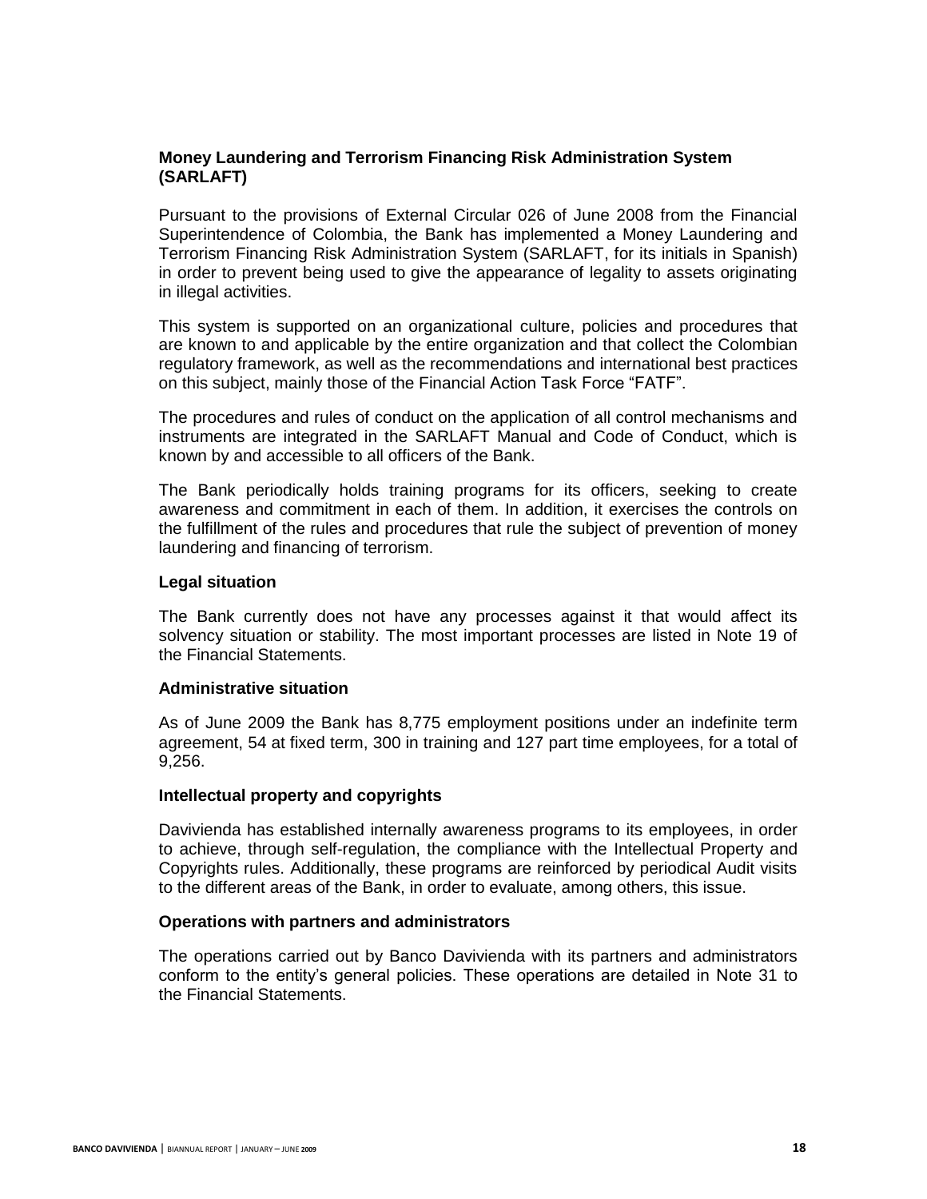**Money Laundering and Terrorism Financing Risk Administration System (SARLAFT)**

Pursuant to the provisions of External Circular 026 of June 2008 from the Financial Superintendence of Colombia, the Bank has implemented a Money Laundering and Terrorism Financing Risk Administration System (SARLAFT, for its initials in Spanish) in order to prevent being used to give the appearance of legality to assets originating in illegal activities.

This system is supported on an organizational culture, policies and procedures that are known to and applicable by the entire organization and that collect the Colombian regulatory framework, as well as the recommendations and international best practices on this subject, mainly those of the Financial Action Task Force "FATF".

The procedures and rules of conduct on the application of all control mechanisms and instruments are integrated in the SARLAFT Manual and Code of Conduct, which is known by and accessible to all officers of the Bank.

The Bank periodically holds training programs for its officers, seeking to create awareness and commitment in each of them. In addition, it exercises the controls on the fulfillment of the rules and procedures that rule the subject of prevention of money laundering and financing of terrorism.

**Legal situation**

The Bank currently does not have any processes against it that would affect its solvency situation or stability. The most important processes are listed in Note 19 of the Financial Statements.

**Administrative situation**

As of June 2009 the Bank has 8,775 employment positions under an indefinite term agreement, 54 at fixed term, 300 in training and 127 part time employees, for a total of 9,256.

**Intellectual property and copyrights**

Davivienda has established internally awareness programs to its employees, in order to achieve, through self-regulation, the compliance with the Intellectual Property and Copyrights rules. Additionally, these programs are reinforced by periodical Audit visits to the different areas of the Bank, in order to evaluate, among others, this issue.

**Operations with partners and administrators**

The operations carried out by Banco Davivienda with its partners and administrators conform to the entity's general policies. These operations are detailed in Note 31 to the Financial Statements.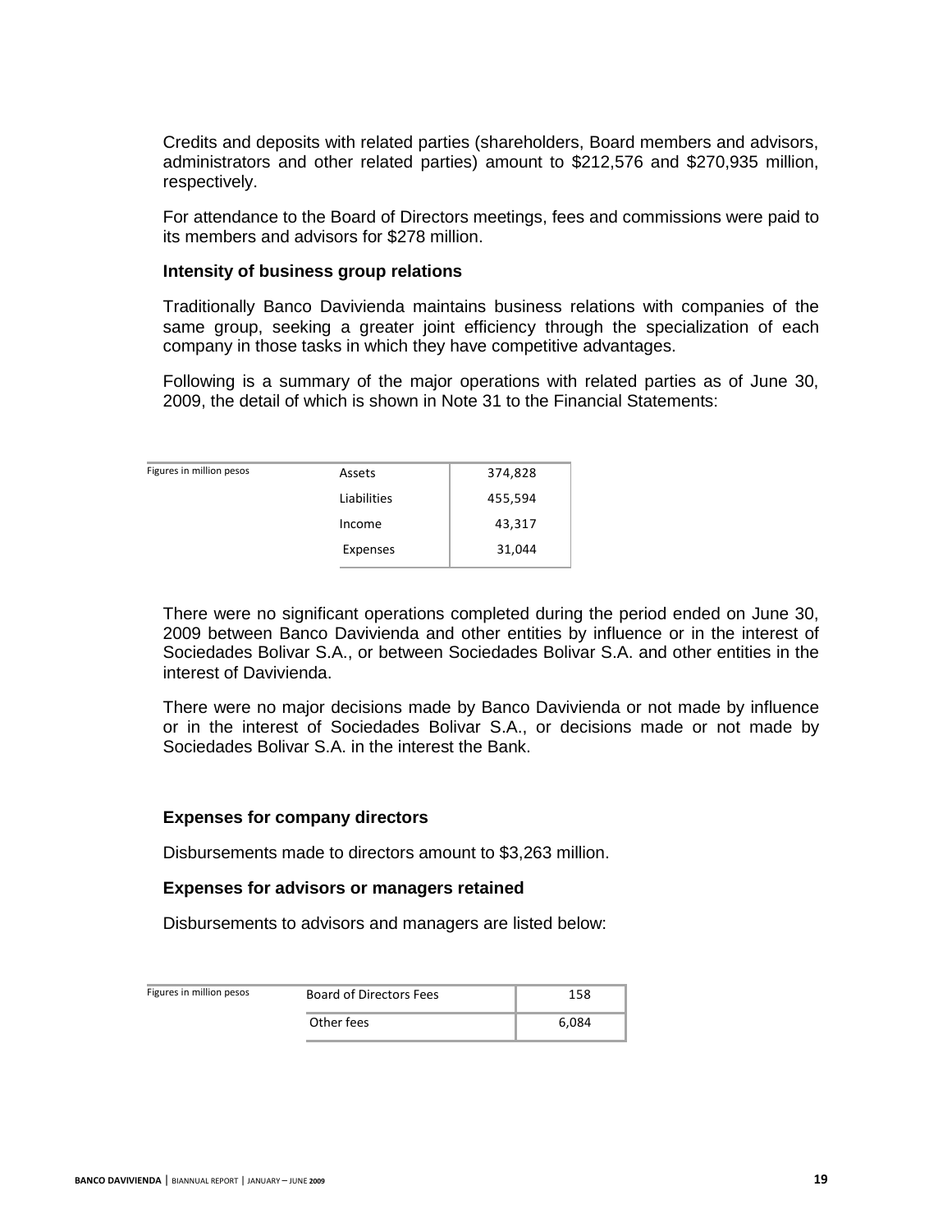Credits and deposits with related parties (shareholders, Board members and advisors, administrators and other related parties) amount to $212,576 and $270,935 million, respectively.

For attendance to the Board of Directors meetings, fees and commissions were paid to its members and advisors for $278 million.

### Intensity of business group relations

Traditionally Banco Davivienda maintains business relations with companies of the same group, seeking a greater joint efficiency through the specialization of each company in those tasks in which they have competitive advantages.

Following is a summary of the major operations with related parties as of June 30, 2009, the detail of which is shown in Note 31 to the Financial Statements:

| Figures in million pesos | | |
|---|---|---|
| | Assets | 374,828 |
| | Liabilities | 455,594 |
| | Income | 43,317 |
| | Expenses | 31,044 |

There were no significant operations completed during the period ended on June 30, 2009 between Banco Davivienda and other entities by influence or in the interest of Sociedades Bolivar S.A., or between Sociedades Bolivar S.A. and other entities in the interest of Davivienda.

There were no major decisions made by Banco Davivienda or not made by influence or in the interest of Sociedades Bolivar S.A., or decisions made or not made by Sociedades Bolivar S.A. in the interest the Bank.

### Expenses for company directors

Disbursements made to directors amount to $3,263 million.

### Expenses for advisors or managers retained

Disbursements to advisors and managers are listed below:

| Figures in million pesos | | |
|---|---|---|
| | Board of Directors Fees | 158 |
| | Other fees | 6,084 |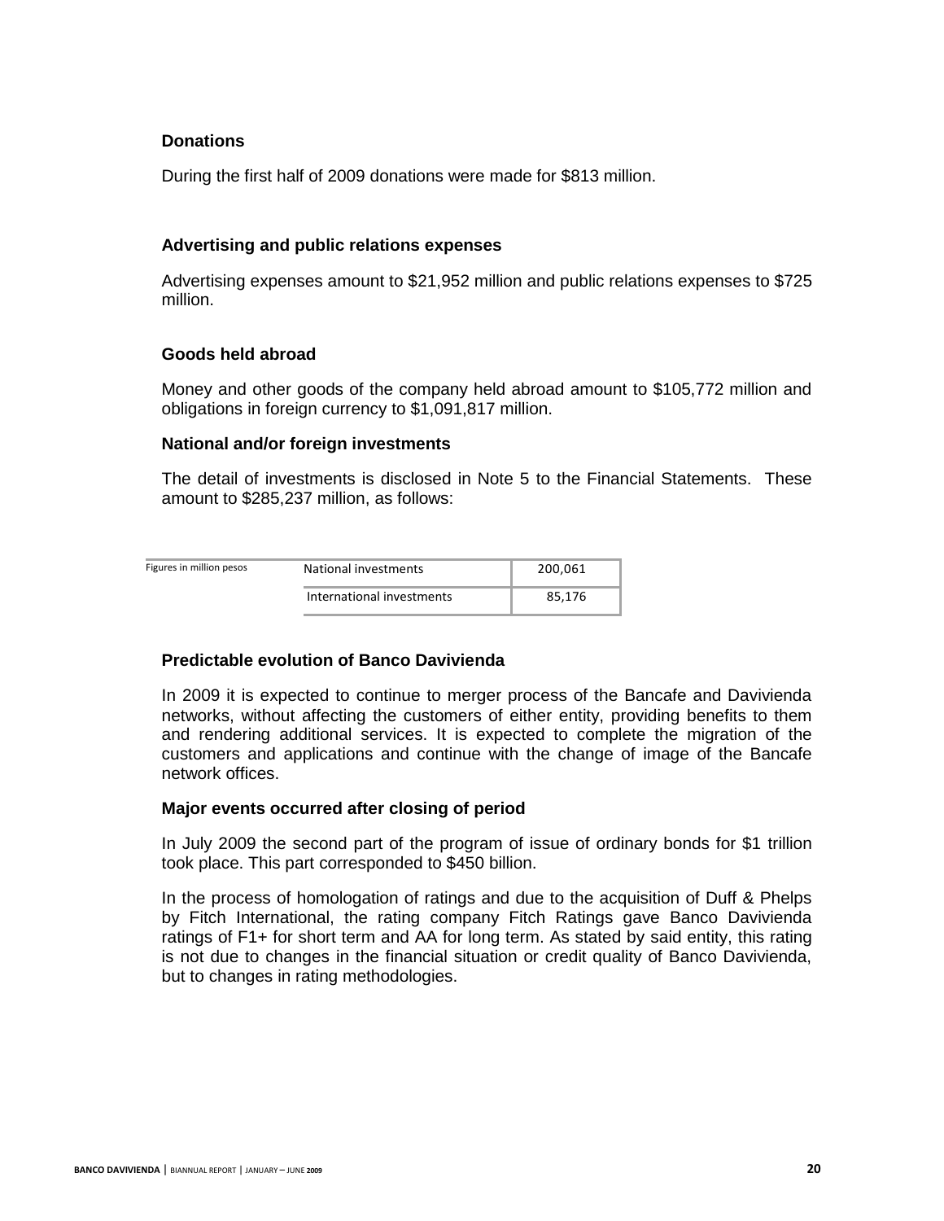### Donations

During the first half of 2009 donations were made for $813 million.

### Advertising and public relations expenses

Advertising expenses amount to $21,952 million and public relations expenses to $725 million.

### Goods held abroad

Money and other goods of the company held abroad amount to $105,772 million and obligations in foreign currency to $1,091,817 million.

### National and/or foreign investments

The detail of investments is disclosed in Note 5 to the Financial Statements. These amount to $285,237 million, as follows:

| Figures in million pesos | | |
|---|---|---|
| | National investments | 200,061 |
| | International investments | 85,176 |

### Predictable evolution of Banco Davivienda

In 2009 it is expected to continue to merger process of the Bancafe and Davivienda networks, without affecting the customers of either entity, providing benefits to them and rendering additional services. It is expected to complete the migration of the customers and applications and continue with the change of image of the Bancafe network offices.

### Major events occurred after closing of period

In July 2009 the second part of the program of issue of ordinary bonds for $1 trillion took place. This part corresponded to $450 billion.

In the process of homologation of ratings and due to the acquisition of Duff & Phelps by Fitch International, the rating company Fitch Ratings gave Banco Davivienda ratings of F1+ for short term and AA for long term. As stated by said entity, this rating is not due to changes in the financial situation or credit quality of Banco Davivienda, but to changes in rating methodologies.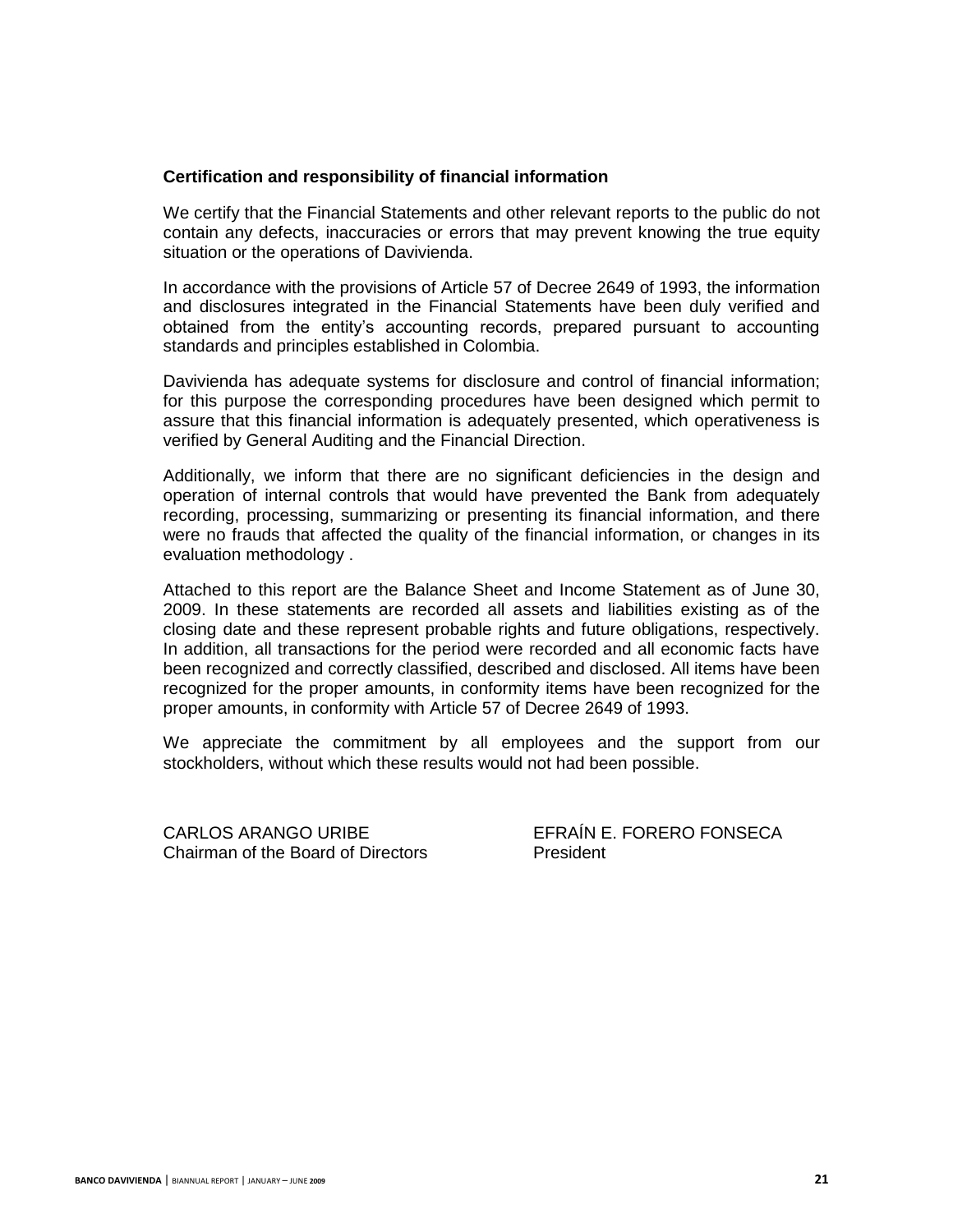**Certification and responsibility of financial information**

We certify that the Financial Statements and other relevant reports to the public do not contain any defects, inaccuracies or errors that may prevent knowing the true equity situation or the operations of Davivienda.

In accordance with the provisions of Article 57 of Decree 2649 of 1993, the information and disclosures integrated in the Financial Statements have been duly verified and obtained from the entity's accounting records, prepared pursuant to accounting standards and principles established in Colombia.

Davivienda has adequate systems for disclosure and control of financial information; for this purpose the corresponding procedures have been designed which permit to assure that this financial information is adequately presented, which operativeness is verified by General Auditing and the Financial Direction.

Additionally, we inform that there are no significant deficiencies in the design and operation of internal controls that would have prevented the Bank from adequately recording, processing, summarizing or presenting its financial information, and there were no frauds that affected the quality of the financial information, or changes in its evaluation methodology .

Attached to this report are the Balance Sheet and Income Statement as of June 30, 2009. In these statements are recorded all assets and liabilities existing as of the closing date and these represent probable rights and future obligations, respectively. In addition, all transactions for the period were recorded and all economic facts have been recognized and correctly classified, described and disclosed. All items have been recognized for the proper amounts, in conformity items have been recognized for the proper amounts, in conformity with Article 57 of Decree 2649 of 1993.

We appreciate the commitment by all employees and the support from our stockholders, without which these results would not had been possible.

CARLOS ARANGO URIBE
Chairman of the Board of Directors

EFRAÍN E. FORERO FONSECA
President